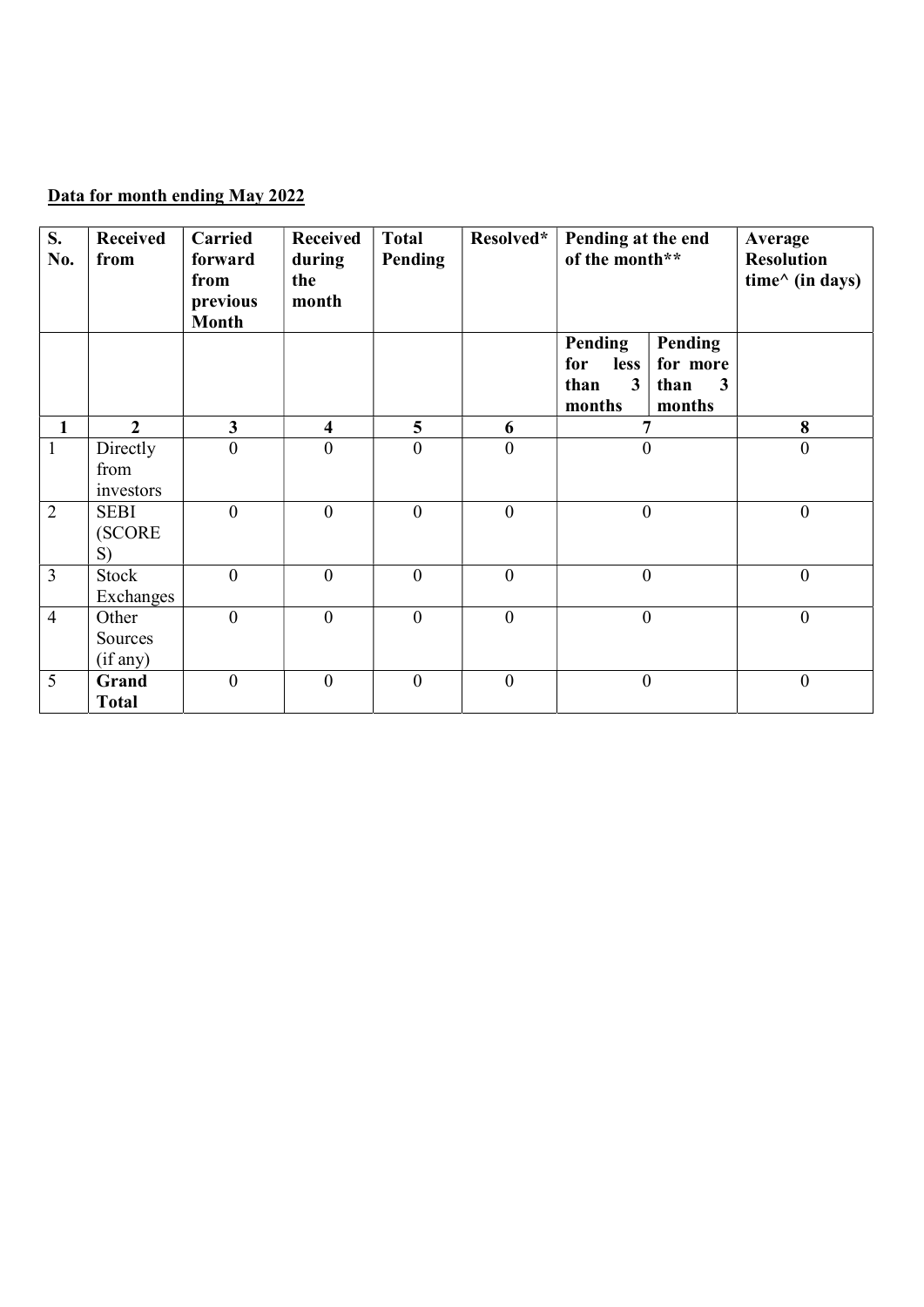**<u>Data for month ending May 2022</u>**

| S. No. | Received from | Carried forward from previous Month | Received during the month | Total Pending | Resolved* | Pending at the end of the month** | | Average Resolution time^ (in days) |
|---|---|---|---|---|---|---|---|---|
| | | | | | | Pending for less than 3 months | Pending for more than 3 months | |
| **1** | **2** | **3** | **4** | **5** | **6** | **7** | | **8** |
| 1 | Directly from investors | 0 | 0 | 0 | 0 | 0 | | 0 |
| 2 | SEBI (SCORES) | 0 | 0 | 0 | 0 | 0 | | 0 |
| 3 | Stock Exchanges | 0 | 0 | 0 | 0 | 0 | | 0 |
| 4 | Other Sources (if any) | 0 | 0 | 0 | 0 | 0 | | 0 |
| 5 | **Grand Total** | 0 | 0 | 0 | 0 | 0 | | 0 |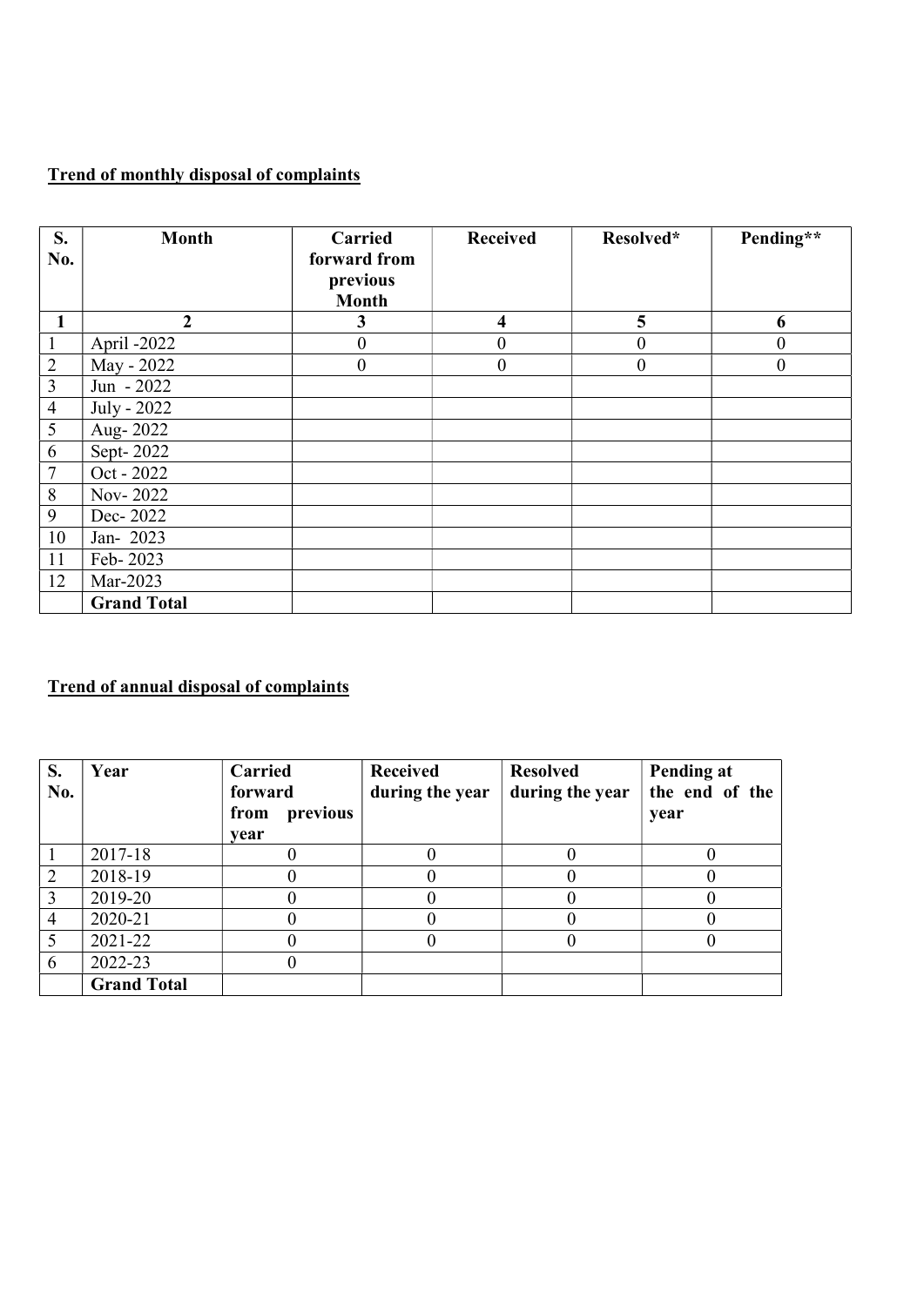**Trend of monthly disposal of complaints**

| S. No. | Month | Carried forward from previous Month | Received | Resolved* | Pending** |
|---|---|---|---|---|---|
| **1** | **2** | **3** | **4** | **5** | **6** |
| 1 | April -2022 | 0 | 0 | 0 | 0 |
| 2 | May - 2022 | 0 | 0 | 0 | 0 |
| 3 | Jun - 2022 | | | | |
| 4 | July - 2022 | | | | |
| 5 | Aug- 2022 | | | | |
| 6 | Sept- 2022 | | | | |
| 7 | Oct - 2022 | | | | |
| 8 | Nov- 2022 | | | | |
| 9 | Dec- 2022 | | | | |
| 10 | Jan- 2023 | | | | |
| 11 | Feb- 2023 | | | | |
| 12 | Mar-2023 | | | | |
| | **Grand Total** | | | | |

**Trend of annual disposal of complaints**

| S. No. | Year | Carried forward from previous year | Received during the year | Resolved during the year | Pending at the end of the year |
|---|---|---|---|---|---|
| 1 | 2017-18 | 0 | 0 | 0 | 0 |
| 2 | 2018-19 | 0 | 0 | 0 | 0 |
| 3 | 2019-20 | 0 | 0 | 0 | 0 |
| 4 | 2020-21 | 0 | 0 | 0 | 0 |
| 5 | 2021-22 | 0 | 0 | 0 | 0 |
| 6 | 2022-23 | 0 | | | |
| | **Grand Total** | | | | |